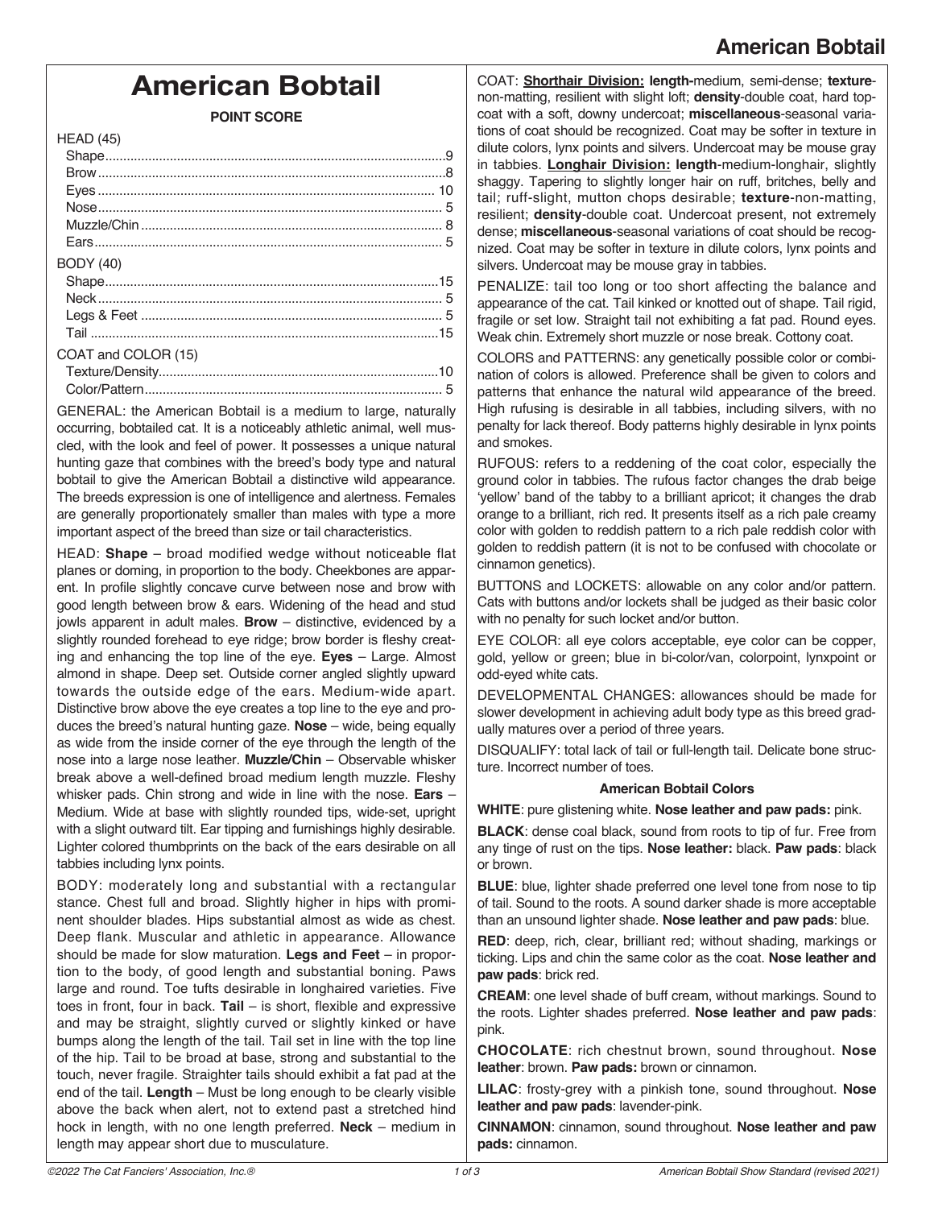# American Bobtail

## POINT SCORE

| | |
|---|---|
| **HEAD (45)** | |
| Shape | 9 |
| Brow | 8 |
| Eyes | 10 |
| Nose | 5 |
| Muzzle/Chin | 8 |
| Ears | 5 |
| **BODY (40)** | |
| Shape | 15 |
| Neck | 5 |
| Legs & Feet | 5 |
| Tail | 15 |
| **COAT and COLOR (15)** | |
| Texture/Density | 10 |
| Color/Pattern | 5 |

GENERAL: the American Bobtail is a medium to large, naturally occurring, bobtailed cat. It is a noticeably athletic animal, well muscled, with the look and feel of power. It possesses a unique natural hunting gaze that combines with the breed's body type and natural bobtail to give the American Bobtail a distinctive wild appearance. The breeds expression is one of intelligence and alertness. Females are generally proportionately smaller than males with type a more important aspect of the breed than size or tail characteristics.

HEAD: **Shape** – broad modified wedge without noticeable flat planes or doming, in proportion to the body. Cheekbones are apparent. In profile slightly concave curve between nose and brow with good length between brow & ears. Widening of the head and stud jowls apparent in adult males. **Brow** – distinctive, evidenced by a slightly rounded forehead to eye ridge; brow border is fleshy creating and enhancing the top line of the eye. **Eyes** – Large. Almost almond in shape. Deep set. Outside corner angled slightly upward towards the outside edge of the ears. Medium-wide apart. Distinctive brow above the eye creates a top line to the eye and produces the breed's natural hunting gaze. **Nose** – wide, being equally as wide from the inside corner of the eye through the length of the nose into a large nose leather. **Muzzle/Chin** – Observable whisker break above a well-defined broad medium length muzzle. Fleshy whisker pads. Chin strong and wide in line with the nose. **Ears** – Medium. Wide at base with slightly rounded tips, wide-set, upright with a slight outward tilt. Ear tipping and furnishings highly desirable. Lighter colored thumbprints on the back of the ears desirable on all tabbies including lynx points.

BODY: moderately long and substantial with a rectangular stance. Chest full and broad. Slightly higher in hips with prominent shoulder blades. Hips substantial almost as wide as chest. Deep flank. Muscular and athletic in appearance. Allowance should be made for slow maturation. **Legs and Feet** – in proportion to the body, of good length and substantial boning. Paws large and round. Toe tufts desirable in longhaired varieties. Five toes in front, four in back. **Tail** – is short, flexible and expressive and may be straight, slightly curved or slightly kinked or have bumps along the length of the tail. Tail set in line with the top line of the hip. Tail to be broad at base, strong and substantial to the touch, never fragile. Straighter tails should exhibit a fat pad at the end of the tail. **Length** – Must be long enough to be clearly visible above the back when alert, not to extend past a stretched hind hock in length, with no one length preferred. **Neck** – medium in length may appear short due to musculature.

COAT: **Shorthair Division: length-**medium, semi-dense; **texture**-non-matting, resilient with slight loft; **density**-double coat, hard topcoat with a soft, downy undercoat; **miscellaneous**-seasonal variations of coat should be recognized. Coat may be softer in texture in dilute colors, lynx points and silvers. Undercoat may be mouse gray in tabbies. **Longhair Division: length**-medium-longhair, slightly shaggy. Tapering to slightly longer hair on ruff, britches, belly and tail; ruff-slight, mutton chops desirable; **texture**-non-matting, resilient; **density**-double coat. Undercoat present, not extremely dense; **miscellaneous**-seasonal variations of coat should be recognized. Coat may be softer in texture in dilute colors, lynx points and silvers. Undercoat may be mouse gray in tabbies.

PENALIZE: tail too long or too short affecting the balance and appearance of the cat. Tail kinked or knotted out of shape. Tail rigid, fragile or set low. Straight tail not exhibiting a fat pad. Round eyes. Weak chin. Extremely short muzzle or nose break. Cottony coat.

COLORS and PATTERNS: any genetically possible color or combination of colors is allowed. Preference shall be given to colors and patterns that enhance the natural wild appearance of the breed. High rufusing is desirable in all tabbies, including silvers, with no penalty for lack thereof. Body patterns highly desirable in lynx points and smokes.

RUFOUS: refers to a reddening of the coat color, especially the ground color in tabbies. The rufous factor changes the drab beige 'yellow' band of the tabby to a brilliant apricot; it changes the drab orange to a brilliant, rich red. It presents itself as a rich pale creamy color with golden to reddish pattern to a rich pale reddish color with golden to reddish pattern (it is not to be confused with chocolate or cinnamon genetics).

BUTTONS and LOCKETS: allowable on any color and/or pattern. Cats with buttons and/or lockets shall be judged as their basic color with no penalty for such locket and/or button.

EYE COLOR: all eye colors acceptable, eye color can be copper, gold, yellow or green; blue in bi-color/van, colorpoint, lynxpoint or odd-eyed white cats.

DEVELOPMENTAL CHANGES: allowances should be made for slower development in achieving adult body type as this breed gradually matures over a period of three years.

DISQUALIFY: total lack of tail or full-length tail. Delicate bone structure. Incorrect number of toes.

### American Bobtail Colors

**WHITE**: pure glistening white. **Nose leather and paw pads:** pink.

**BLACK**: dense coal black, sound from roots to tip of fur. Free from any tinge of rust on the tips. **Nose leather:** black. **Paw pads**: black or brown.

**BLUE**: blue, lighter shade preferred one level tone from nose to tip of tail. Sound to the roots. A sound darker shade is more acceptable than an unsound lighter shade. **Nose leather and paw pads**: blue.

**RED**: deep, rich, clear, brilliant red; without shading, markings or ticking. Lips and chin the same color as the coat. **Nose leather and paw pads**: brick red.

**CREAM**: one level shade of buff cream, without markings. Sound to the roots. Lighter shades preferred. **Nose leather and paw pads**: pink.

**CHOCOLATE**: rich chestnut brown, sound throughout. **Nose leather**: brown. **Paw pads:** brown or cinnamon.

**LILAC**: frosty-grey with a pinkish tone, sound throughout. **Nose leather and paw pads**: lavender-pink.

**CINNAMON**: cinnamon, sound throughout. **Nose leather and paw pads:** cinnamon.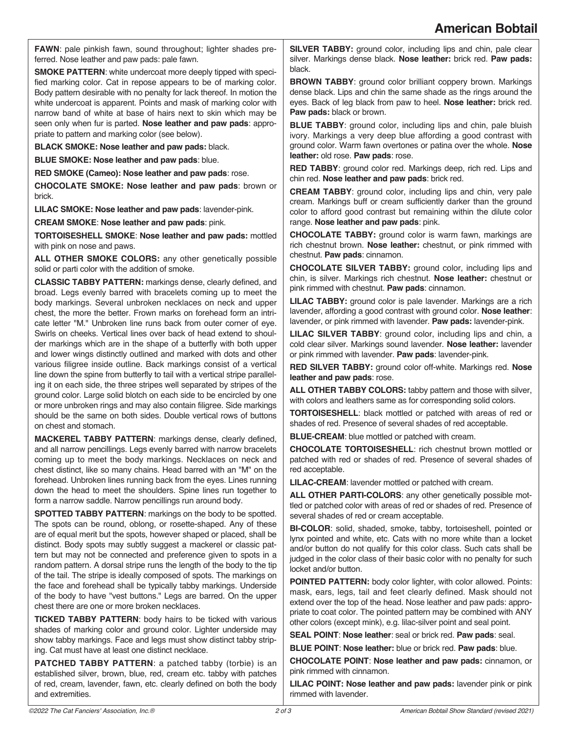**FAWN**: pale pinkish fawn, sound throughout; lighter shades preferred. Nose leather and paw pads: pale fawn.

**SMOKE PATTERN**: white undercoat more deeply tipped with specified marking color. Cat in repose appears to be of marking color. Body pattern desirable with no penalty for lack thereof. In motion the white undercoat is apparent. Points and mask of marking color with narrow band of white at base of hairs next to skin which may be seen only when fur is parted. **Nose leather and paw pads**: appropriate to pattern and marking color (see below).

**BLACK SMOKE: Nose leather and paw pads:** black.

**BLUE SMOKE: Nose leather and paw pads**: blue.

**RED SMOKE (Cameo): Nose leather and paw pads**: rose.

**CHOCOLATE SMOKE: Nose leather and paw pads**: brown or brick.

**LILAC SMOKE: Nose leather and paw pads**: lavender-pink.

**CREAM SMOKE**: **Nose leather and paw pads**: pink.

**TORTOISESHELL SMOKE**: **Nose leather and paw pads:** mottled with pink on nose and paws.

**ALL OTHER SMOKE COLORS:** any other genetically possible solid or parti color with the addition of smoke.

**CLASSIC TABBY PATTERN:** markings dense, clearly defined, and broad. Legs evenly barred with bracelets coming up to meet the body markings. Several unbroken necklaces on neck and upper chest, the more the better. Frown marks on forehead form an intricate letter "M." Unbroken line runs back from outer corner of eye. Swirls on cheeks. Vertical lines over back of head extend to shoulder markings which are in the shape of a butterfly with both upper and lower wings distinctly outlined and marked with dots and other various filigree inside outline. Back markings consist of a vertical line down the spine from butterfly to tail with a vertical stripe paralleling it on each side, the three stripes well separated by stripes of the ground color. Large solid blotch on each side to be encircled by one or more unbroken rings and may also contain filigree. Side markings should be the same on both sides. Double vertical rows of buttons on chest and stomach.

**MACKEREL TABBY PATTERN**: markings dense, clearly defined, and all narrow pencillings. Legs evenly barred with narrow bracelets coming up to meet the body markings. Necklaces on neck and chest distinct, like so many chains. Head barred with an "M" on the forehead. Unbroken lines running back from the eyes. Lines running down the head to meet the shoulders. Spine lines run together to form a narrow saddle. Narrow pencillings run around body.

**SPOTTED TABBY PATTERN**: markings on the body to be spotted. The spots can be round, oblong, or rosette-shaped. Any of these are of equal merit but the spots, however shaped or placed, shall be distinct. Body spots may subtly suggest a mackerel or classic pattern but may not be connected and preference given to spots in a random pattern. A dorsal stripe runs the length of the body to the tip of the tail. The stripe is ideally composed of spots. The markings on the face and forehead shall be typically tabby markings. Underside of the body to have "vest buttons." Legs are barred. On the upper chest there are one or more broken necklaces.

**TICKED TABBY PATTERN**: body hairs to be ticked with various shades of marking color and ground color. Lighter underside may show tabby markings. Face and legs must show distinct tabby striping. Cat must have at least one distinct necklace.

**PATCHED TABBY PATTERN**: a patched tabby (torbie) is an established silver, brown, blue, red, cream etc. tabby with patches of red, cream, lavender, fawn, etc. clearly defined on both the body and extremities.

**SILVER TABBY:** ground color, including lips and chin, pale clear silver. Markings dense black. **Nose leather:** brick red. **Paw pads:** black.

**BROWN TABBY**: ground color brilliant coppery brown. Markings dense black. Lips and chin the same shade as the rings around the eyes. Back of leg black from paw to heel. **Nose leather:** brick red. **Paw pads:** black or brown.

**BLUE TABBY**: ground color, including lips and chin, pale bluish ivory. Markings a very deep blue affording a good contrast with ground color. Warm fawn overtones or patina over the whole. **Nose leather:** old rose. **Paw pads**: rose.

**RED TABBY**: ground color red. Markings deep, rich red. Lips and chin red. **Nose leather and paw pads**: brick red.

**CREAM TABBY**: ground color, including lips and chin, very pale cream. Markings buff or cream sufficiently darker than the ground color to afford good contrast but remaining within the dilute color range. **Nose leather and paw pads**: pink.

**CHOCOLATE TABBY:** ground color is warm fawn, markings are rich chestnut brown. **Nose leather:** chestnut, or pink rimmed with chestnut. **Paw pads**: cinnamon.

**CHOCOLATE SILVER TABBY:** ground color, including lips and chin, is silver. Markings rich chestnut. **Nose leather:** chestnut or pink rimmed with chestnut. **Paw pads**: cinnamon.

**LILAC TABBY:** ground color is pale lavender. Markings are a rich lavender, affording a good contrast with ground color. **Nose leather**: lavender, or pink rimmed with lavender. **Paw pads:** lavender-pink.

**LILAC SILVER TABBY**: ground color, including lips and chin, a cold clear silver. Markings sound lavender. **Nose leather:** lavender or pink rimmed with lavender. **Paw pads**: lavender-pink.

**RED SILVER TABBY:** ground color off-white. Markings red. **Nose leather and paw pads**: rose.

**ALL OTHER TABBY COLORS:** tabby pattern and those with silver, with colors and leathers same as for corresponding solid colors.

**TORTOISESHELL**: black mottled or patched with areas of red or shades of red. Presence of several shades of red acceptable.

**BLUE-CREAM**: blue mottled or patched with cream.

**CHOCOLATE TORTOISESHELL**: rich chestnut brown mottled or patched with red or shades of red. Presence of several shades of red acceptable.

**LILAC-CREAM**: lavender mottled or patched with cream.

**ALL OTHER PARTI-COLORS**: any other genetically possible mottled or patched color with areas of red or shades of red. Presence of several shades of red or cream acceptable.

**BI-COLOR**: solid, shaded, smoke, tabby, tortoiseshell, pointed or lynx pointed and white, etc. Cats with no more white than a locket and/or button do not qualify for this color class. Such cats shall be judged in the color class of their basic color with no penalty for such locket and/or button.

**POINTED PATTERN:** body color lighter, with color allowed. Points: mask, ears, legs, tail and feet clearly defined. Mask should not extend over the top of the head. Nose leather and paw pads: appropriate to coat color. The pointed pattern may be combined with ANY other colors (except mink), e.g. lilac-silver point and seal point.

**SEAL POINT**: **Nose leather**: seal or brick red. **Paw pads**: seal.

**BLUE POINT**: **Nose leather:** blue or brick red. **Paw pads**: blue.

**CHOCOLATE POINT**: **Nose leather and paw pads:** cinnamon, or pink rimmed with cinnamon.

**LILAC POINT: Nose leather and paw pads:** lavender pink or pink rimmed with lavender.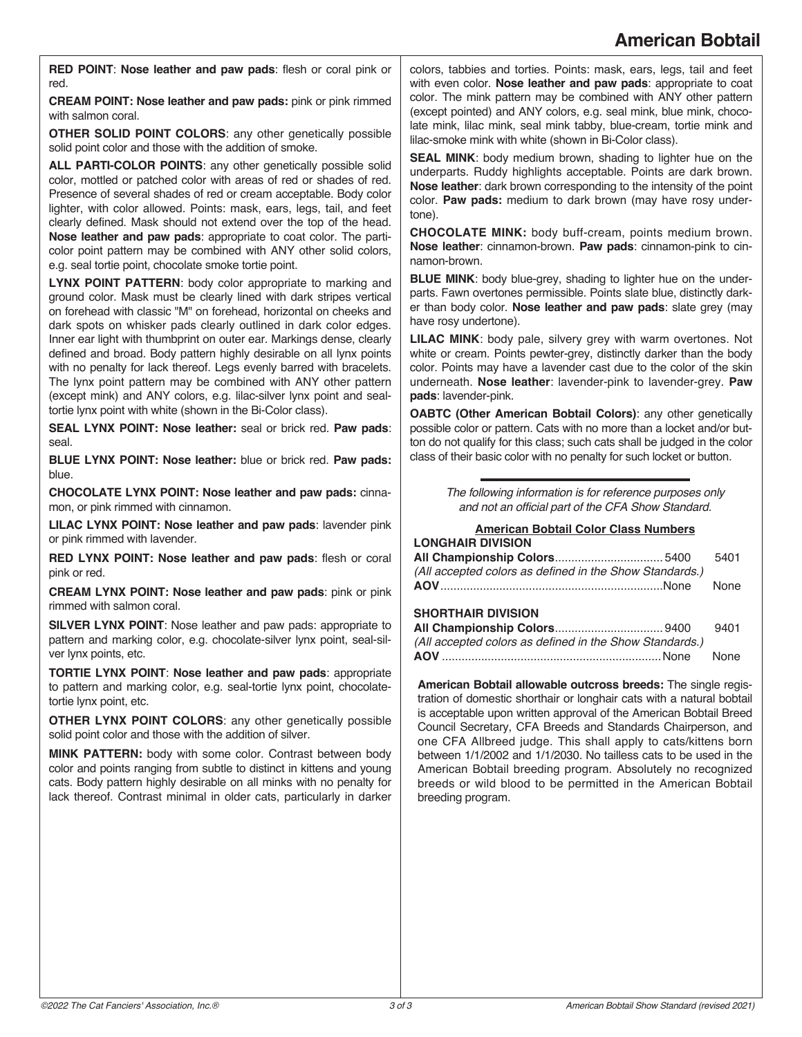**RED POINT**: **Nose leather and paw pads**: flesh or coral pink or red.

**CREAM POINT: Nose leather and paw pads:** pink or pink rimmed with salmon coral.

**OTHER SOLID POINT COLORS**: any other genetically possible solid point color and those with the addition of smoke.

**ALL PARTI-COLOR POINTS**: any other genetically possible solid color, mottled or patched color with areas of red or shades of red. Presence of several shades of red or cream acceptable. Body color lighter, with color allowed. Points: mask, ears, legs, tail, and feet clearly defined. Mask should not extend over the top of the head. **Nose leather and paw pads**: appropriate to coat color. The parti-color point pattern may be combined with ANY other solid colors, e.g. seal tortie point, chocolate smoke tortie point.

**LYNX POINT PATTERN**: body color appropriate to marking and ground color. Mask must be clearly lined with dark stripes vertical on forehead with classic "M" on forehead, horizontal on cheeks and dark spots on whisker pads clearly outlined in dark color edges. Inner ear light with thumbprint on outer ear. Markings dense, clearly defined and broad. Body pattern highly desirable on all lynx points with no penalty for lack thereof. Legs evenly barred with bracelets. The lynx point pattern may be combined with ANY other pattern (except mink) and ANY colors, e.g. lilac-silver lynx point and seal-tortie lynx point with white (shown in the Bi-Color class).

**SEAL LYNX POINT: Nose leather:** seal or brick red. **Paw pads**: seal.

**BLUE LYNX POINT: Nose leather:** blue or brick red. **Paw pads:** blue.

**CHOCOLATE LYNX POINT: Nose leather and paw pads:** cinnamon, or pink rimmed with cinnamon.

**LILAC LYNX POINT: Nose leather and paw pads**: lavender pink or pink rimmed with lavender.

**RED LYNX POINT: Nose leather and paw pads**: flesh or coral pink or red.

**CREAM LYNX POINT: Nose leather and paw pads**: pink or pink rimmed with salmon coral.

**SILVER LYNX POINT**: Nose leather and paw pads: appropriate to pattern and marking color, e.g. chocolate-silver lynx point, seal-silver lynx points, etc.

**TORTIE LYNX POINT**: **Nose leather and paw pads**: appropriate to pattern and marking color, e.g. seal-tortie lynx point, chocolate-tortie lynx point, etc.

**OTHER LYNX POINT COLORS**: any other genetically possible solid point color and those with the addition of silver.

**MINK PATTERN:** body with some color. Contrast between body color and points ranging from subtle to distinct in kittens and young cats. Body pattern highly desirable on all minks with no penalty for lack thereof. Contrast minimal in older cats, particularly in darker colors, tabbies and torties. Points: mask, ears, legs, tail and feet with even color. **Nose leather and paw pads**: appropriate to coat color. The mink pattern may be combined with ANY other pattern (except pointed) and ANY colors, e.g. seal mink, blue mink, chocolate mink, lilac mink, seal mink tabby, blue-cream, tortie mink and lilac-smoke mink with white (shown in Bi-Color class).

**SEAL MINK**: body medium brown, shading to lighter hue on the underparts. Ruddy highlights acceptable. Points are dark brown. **Nose leather**: dark brown corresponding to the intensity of the point color. **Paw pads:** medium to dark brown (may have rosy undertone).

**CHOCOLATE MINK:** body buff-cream, points medium brown. **Nose leather**: cinnamon-brown. **Paw pads**: cinnamon-pink to cinnamon-brown.

**BLUE MINK**: body blue-grey, shading to lighter hue on the underparts. Fawn overtones permissible. Points slate blue, distinctly darker than body color. **Nose leather and paw pads**: slate grey (may have rosy undertone).

**LILAC MINK**: body pale, silvery grey with warm overtones. Not white or cream. Points pewter-grey, distinctly darker than the body color. Points may have a lavender cast due to the color of the skin underneath. **Nose leather**: lavender-pink to lavender-grey. **Paw pads**: lavender-pink.

**OABTC (Other American Bobtail Colors)**: any other genetically possible color or pattern. Cats with no more than a locket and/or button do not qualify for this class; such cats shall be judged in the color class of their basic color with no penalty for such locket or button.

---

*The following information is for reference purposes only and not an official part of the CFA Show Standard.*

**American Bobtail Color Class Numbers**

**LONGHAIR DIVISION**

| | | |
|---|---|---|
| **All Championship Colors** | 5400 | 5401 |
| *(All accepted colors as defined in the Show Standards.)* | | |
| **AOV** | None | None |

**SHORTHAIR DIVISION**

| | | |
|---|---|---|
| **All Championship Colors** | 9400 | 9401 |
| *(All accepted colors as defined in the Show Standards.)* | | |
| **AOV** | None | None |

**American Bobtail allowable outcross breeds:** The single registration of domestic shorthair or longhair cats with a natural bobtail is acceptable upon written approval of the American Bobtail Breed Council Secretary, CFA Breeds and Standards Chairperson, and one CFA Allbreed judge. This shall apply to cats/kittens born between 1/1/2002 and 1/1/2030. No tailless cats to be used in the American Bobtail breeding program. Absolutely no recognized breeds or wild blood to be permitted in the American Bobtail breeding program.